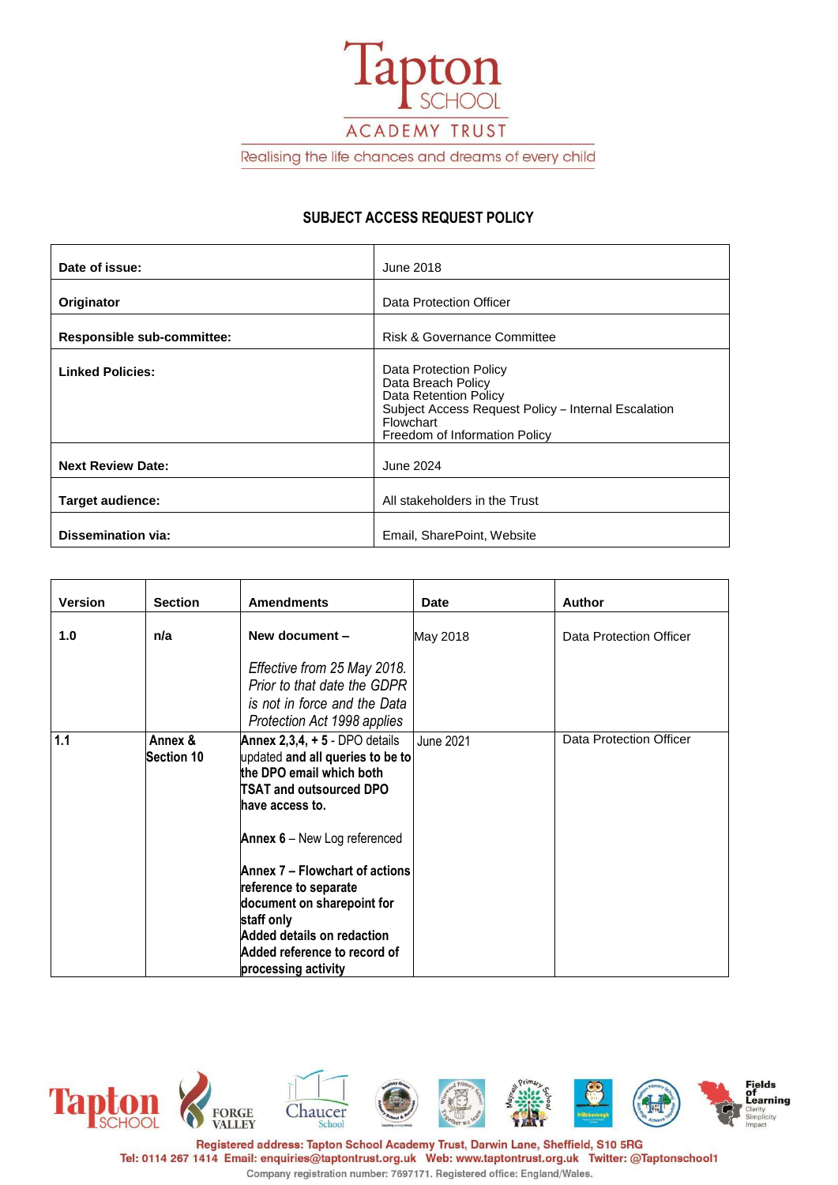Tapton SCHOOL

ACADEMY TRUST

Realising the life chances and dreams of every child

## SUBJECT ACCESS REQUEST POLICY

| | |
|---|---|
| **Date of issue:** | June 2018 |
| **Originator** | Data Protection Officer |
| **Responsible sub-committee:** | Risk & Governance Committee |
| **Linked Policies:** | Data Protection Policy<br>Data Breach Policy<br>Data Retention Policy<br>Subject Access Request Policy – Internal Escalation Flowchart<br>Freedom of Information Policy |
| **Next Review Date:** | June 2024 |
| **Target audience:** | All stakeholders in the Trust |
| **Dissemination via:** | Email, SharePoint, Website |

| Version | Section | Amendments | Date | Author |
|---|---|---|---|---|
| **1.0** | **n/a** | **New document –**<br><br>*Effective from 25 May 2018. Prior to that date the GDPR is not in force and the Data Protection Act 1998 applies* | May 2018 | Data Protection Officer |
| **1.1** | **Annex & Section 10** | **Annex 2,3,4, + 5** - DPO details updated **and all queries to be to the DPO email which both TSAT and outsourced DPO have access to.**<br><br>**Annex 6** – New Log referenced<br><br>**Annex 7 – Flowchart of actions reference to separate document on sharepoint for staff only**<br>**Added details on redaction**<br>**Added reference to record of processing activity** | June 2021 | Data Protection Officer |

Registered address: Tapton School Academy Trust, Darwin Lane, Sheffield, S10 5RG
Tel: 0114 267 1414 Email: enquiries@taptontrust.org.uk Web: www.taptontrust.org.uk Twitter: @Taptonschool1
Company registration number: 7697171. Registered office: England/Wales.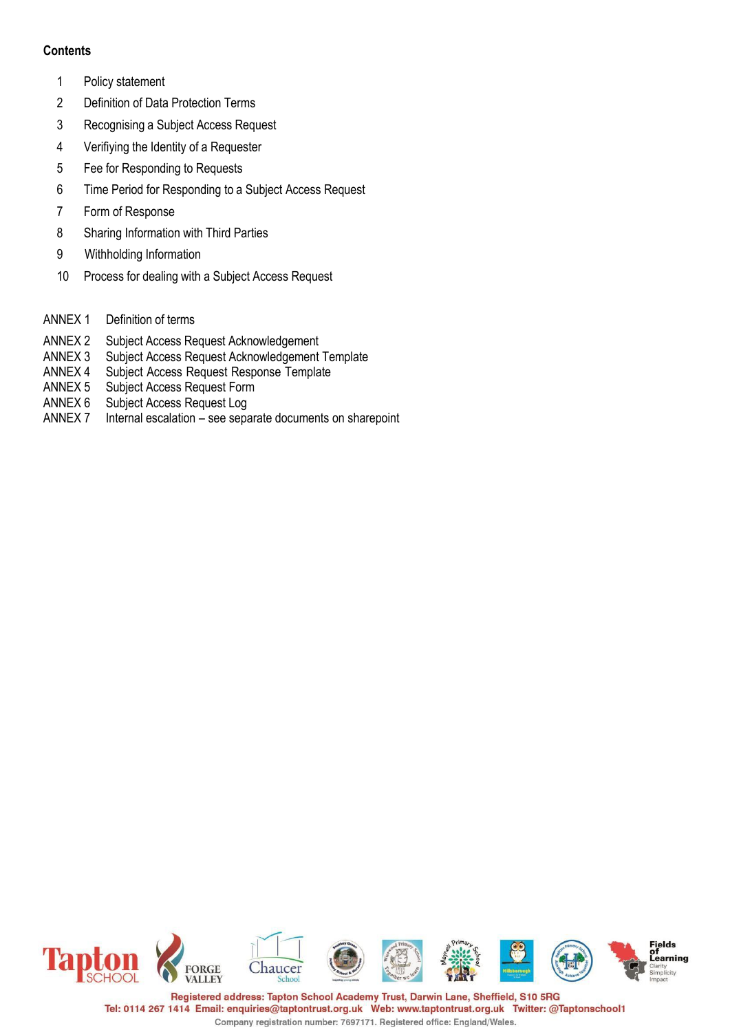**Contents**

1. Policy statement
2. Definition of Data Protection Terms
3. Recognising a Subject Access Request
4. Verifiying the Identity of a Requester
5. Fee for Responding to Requests
6. Time Period for Responding to a Subject Access Request
7. Form of Response
8. Sharing Information with Third Parties
9. Withholding Information
10. Process for dealing with a Subject Access Request

ANNEX 1 Definition of terms

ANNEX 2 Subject Access Request Acknowledgement
ANNEX 3 Subject Access Request Acknowledgement Template
ANNEX 4 Subject Access Request Response Template
ANNEX 5 Subject Access Request Form
ANNEX 6 Subject Access Request Log
ANNEX 7 Internal escalation – see separate documents on sharepoint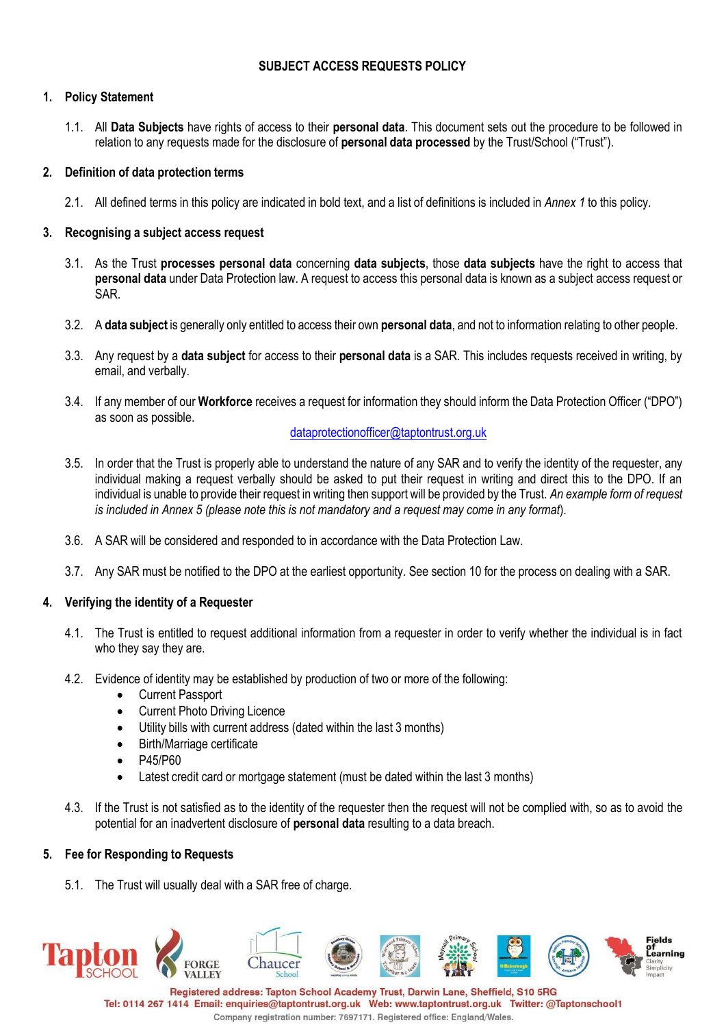# SUBJECT ACCESS REQUESTS POLICY

## 1. Policy Statement

1.1. All **Data Subjects** have rights of access to their **personal data**. This document sets out the procedure to be followed in relation to any requests made for the disclosure of **personal data processed** by the Trust/School ("Trust").

## 2. Definition of data protection terms

2.1. All defined terms in this policy are indicated in bold text, and a list of definitions is included in *Annex 1* to this policy.

## 3. Recognising a subject access request

3.1. As the Trust **processes personal data** concerning **data subjects**, those **data subjects** have the right to access that **personal data** under Data Protection law. A request to access this personal data is known as a subject access request or SAR.

3.2. A **data subject** is generally only entitled to access their own **personal data**, and not to information relating to other people.

3.3. Any request by a **data subject** for access to their **personal data** is a SAR. This includes requests received in writing, by email, and verbally.

3.4. If any member of our **Workforce** receives a request for information they should inform the Data Protection Officer ("DPO") as soon as possible.

dataprotectionofficer@taptontrust.org.uk

3.5. In order that the Trust is properly able to understand the nature of any SAR and to verify the identity of the requester, any individual making a request verbally should be asked to put their request in writing and direct this to the DPO. If an individual is unable to provide their request in writing then support will be provided by the Trust. *An example form of request is included in Annex 5 (please note this is not mandatory and a request may come in any format*).

3.6. A SAR will be considered and responded to in accordance with the Data Protection Law.

3.7. Any SAR must be notified to the DPO at the earliest opportunity. See section 10 for the process on dealing with a SAR.

## 4. Verifying the identity of a Requester

4.1. The Trust is entitled to request additional information from a requester in order to verify whether the individual is in fact who they say they are.

4.2. Evidence of identity may be established by production of two or more of the following:

- Current Passport
- Current Photo Driving Licence
- Utility bills with current address (dated within the last 3 months)
- Birth/Marriage certificate
- P45/P60
- Latest credit card or mortgage statement (must be dated within the last 3 months)

4.3. If the Trust is not satisfied as to the identity of the requester then the request will not be complied with, so as to avoid the potential for an inadvertent disclosure of **personal data** resulting to a data breach.

## 5. Fee for Responding to Requests

5.1. The Trust will usually deal with a SAR free of charge.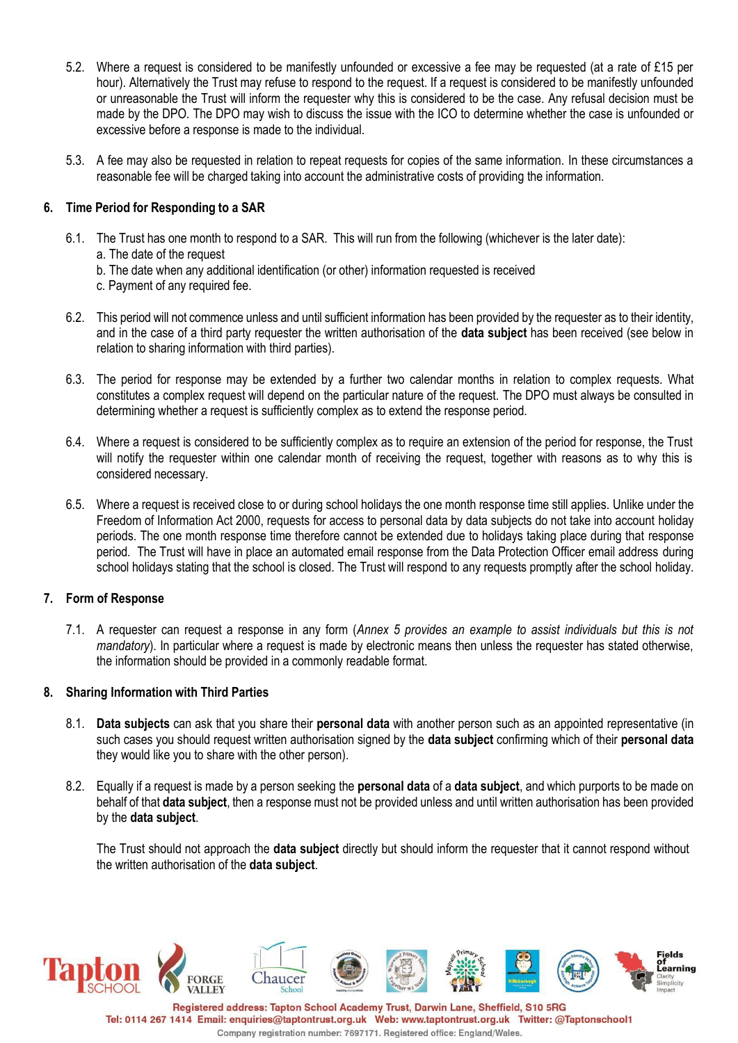5.2. Where a request is considered to be manifestly unfounded or excessive a fee may be requested (at a rate of £15 per hour). Alternatively the Trust may refuse to respond to the request. If a request is considered to be manifestly unfounded or unreasonable the Trust will inform the requester why this is considered to be the case. Any refusal decision must be made by the DPO. The DPO may wish to discuss the issue with the ICO to determine whether the case is unfounded or excessive before a response is made to the individual.

5.3. A fee may also be requested in relation to repeat requests for copies of the same information. In these circumstances a reasonable fee will be charged taking into account the administrative costs of providing the information.

## 6. Time Period for Responding to a SAR

6.1. The Trust has one month to respond to a SAR. This will run from the following (whichever is the later date):
a. The date of the request
b. The date when any additional identification (or other) information requested is received
c. Payment of any required fee.

6.2. This period will not commence unless and until sufficient information has been provided by the requester as to their identity, and in the case of a third party requester the written authorisation of the **data subject** has been received (see below in relation to sharing information with third parties).

6.3. The period for response may be extended by a further two calendar months in relation to complex requests. What constitutes a complex request will depend on the particular nature of the request. The DPO must always be consulted in determining whether a request is sufficiently complex as to extend the response period.

6.4. Where a request is considered to be sufficiently complex as to require an extension of the period for response, the Trust will notify the requester within one calendar month of receiving the request, together with reasons as to why this is considered necessary.

6.5. Where a request is received close to or during school holidays the one month response time still applies. Unlike under the Freedom of Information Act 2000, requests for access to personal data by data subjects do not take into account holiday periods. The one month response time therefore cannot be extended due to holidays taking place during that response period. The Trust will have in place an automated email response from the Data Protection Officer email address during school holidays stating that the school is closed. The Trust will respond to any requests promptly after the school holiday.

## 7. Form of Response

7.1. A requester can request a response in any form (*Annex 5 provides an example to assist individuals but this is not mandatory*). In particular where a request is made by electronic means then unless the requester has stated otherwise, the information should be provided in a commonly readable format.

## 8. Sharing Information with Third Parties

8.1. **Data subjects** can ask that you share their **personal data** with another person such as an appointed representative (in such cases you should request written authorisation signed by the **data subject** confirming which of their **personal data** they would like you to share with the other person).

8.2. Equally if a request is made by a person seeking the **personal data** of a **data subject**, and which purports to be made on behalf of that **data subject**, then a response must not be provided unless and until written authorisation has been provided by the **data subject**.

The Trust should not approach the **data subject** directly but should inform the requester that it cannot respond without the written authorisation of the **data subject**.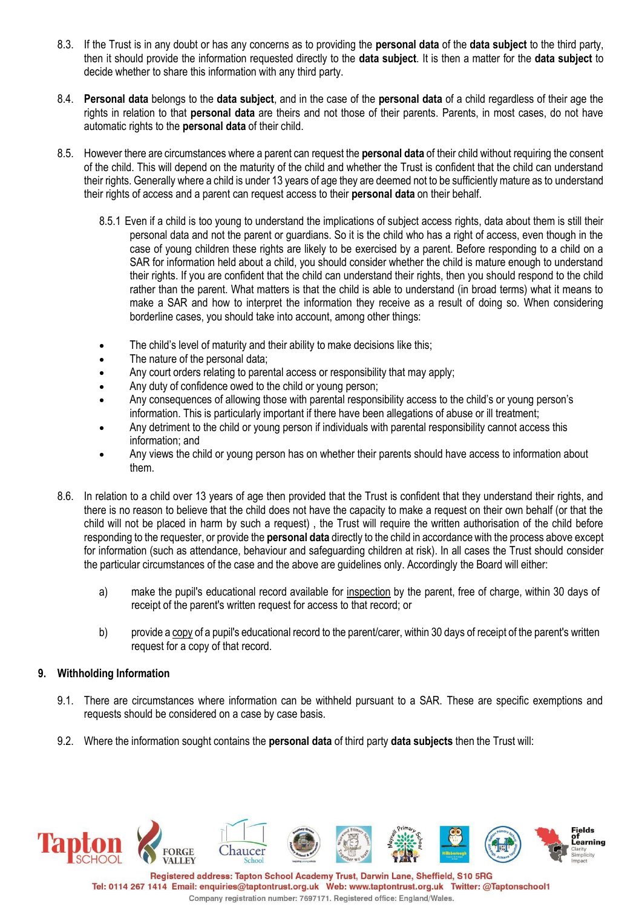8.3. If the Trust is in any doubt or has any concerns as to providing the **personal data** of the **data subject** to the third party, then it should provide the information requested directly to the **data subject**. It is then a matter for the **data subject** to decide whether to share this information with any third party.

8.4. **Personal data** belongs to the **data subject**, and in the case of the **personal data** of a child regardless of their age the rights in relation to that **personal data** are theirs and not those of their parents. Parents, in most cases, do not have automatic rights to the **personal data** of their child.

8.5. However there are circumstances where a parent can request the **personal data** of their child without requiring the consent of the child. This will depend on the maturity of the child and whether the Trust is confident that the child can understand their rights. Generally where a child is under 13 years of age they are deemed not to be sufficiently mature as to understand their rights of access and a parent can request access to their **personal data** on their behalf.

8.5.1 Even if a child is too young to understand the implications of subject access rights, data about them is still their personal data and not the parent or guardians. So it is the child who has a right of access, even though in the case of young children these rights are likely to be exercised by a parent. Before responding to a child on a SAR for information held about a child, you should consider whether the child is mature enough to understand their rights. If you are confident that the child can understand their rights, then you should respond to the child rather than the parent. What matters is that the child is able to understand (in broad terms) what it means to make a SAR and how to interpret the information they receive as a result of doing so. When considering borderline cases, you should take into account, among other things:

- The child's level of maturity and their ability to make decisions like this;
- The nature of the personal data;
- Any court orders relating to parental access or responsibility that may apply;
- Any duty of confidence owed to the child or young person;
- Any consequences of allowing those with parental responsibility access to the child's or young person's information. This is particularly important if there have been allegations of abuse or ill treatment;
- Any detriment to the child or young person if individuals with parental responsibility cannot access this information; and
- Any views the child or young person has on whether their parents should have access to information about them.

8.6. In relation to a child over 13 years of age then provided that the Trust is confident that they understand their rights, and there is no reason to believe that the child does not have the capacity to make a request on their own behalf (or that the child will not be placed in harm by such a request) , the Trust will require the written authorisation of the child before responding to the requester, or provide the **personal data** directly to the child in accordance with the process above except for information (such as attendance, behaviour and safeguarding children at risk). In all cases the Trust should consider the particular circumstances of the case and the above are guidelines only. Accordingly the Board will either:

a) make the pupil's educational record available for inspection by the parent, free of charge, within 30 days of receipt of the parent's written request for access to that record; or

b) provide a copy of a pupil's educational record to the parent/carer, within 30 days of receipt of the parent's written request for a copy of that record.

## 9. Withholding Information

9.1. There are circumstances where information can be withheld pursuant to a SAR. These are specific exemptions and requests should be considered on a case by case basis.

9.2. Where the information sought contains the **personal data** of third party **data subjects** then the Trust will: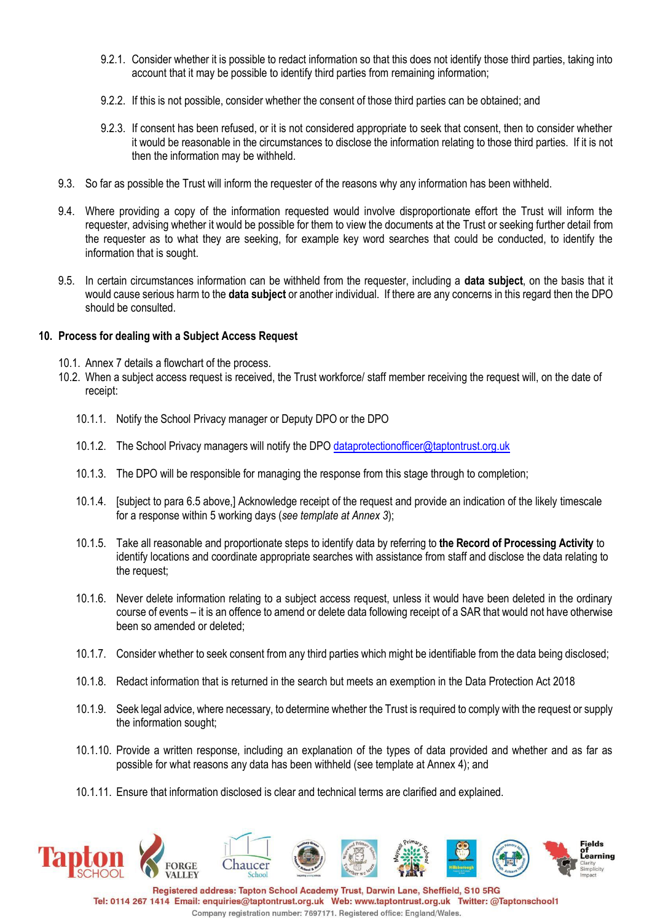9.2.1. Consider whether it is possible to redact information so that this does not identify those third parties, taking into account that it may be possible to identify third parties from remaining information;

9.2.2. If this is not possible, consider whether the consent of those third parties can be obtained; and

9.2.3. If consent has been refused, or it is not considered appropriate to seek that consent, then to consider whether it would be reasonable in the circumstances to disclose the information relating to those third parties. If it is not then the information may be withheld.

9.3. So far as possible the Trust will inform the requester of the reasons why any information has been withheld.

9.4. Where providing a copy of the information requested would involve disproportionate effort the Trust will inform the requester, advising whether it would be possible for them to view the documents at the Trust or seeking further detail from the requester as to what they are seeking, for example key word searches that could be conducted, to identify the information that is sought.

9.5. In certain circumstances information can be withheld from the requester, including a **data subject**, on the basis that it would cause serious harm to the **data subject** or another individual. If there are any concerns in this regard then the DPO should be consulted.

## 10. Process for dealing with a Subject Access Request

10.1. Annex 7 details a flowchart of the process.

10.2. When a subject access request is received, the Trust workforce/ staff member receiving the request will, on the date of receipt:

10.1.1. Notify the School Privacy manager or Deputy DPO or the DPO

10.1.2. The School Privacy managers will notify the DPO dataprotectionofficer@taptontrust.org.uk

10.1.3. The DPO will be responsible for managing the response from this stage through to completion;

10.1.4. [subject to para 6.5 above,] Acknowledge receipt of the request and provide an indication of the likely timescale for a response within 5 working days (*see template at Annex 3*);

10.1.5. Take all reasonable and proportionate steps to identify data by referring to **the Record of Processing Activity** to identify locations and coordinate appropriate searches with assistance from staff and disclose the data relating to the request;

10.1.6. Never delete information relating to a subject access request, unless it would have been deleted in the ordinary course of events – it is an offence to amend or delete data following receipt of a SAR that would not have otherwise been so amended or deleted;

10.1.7. Consider whether to seek consent from any third parties which might be identifiable from the data being disclosed;

10.1.8. Redact information that is returned in the search but meets an exemption in the Data Protection Act 2018

10.1.9. Seek legal advice, where necessary, to determine whether the Trust is required to comply with the request or supply the information sought;

10.1.10. Provide a written response, including an explanation of the types of data provided and whether and as far as possible for what reasons any data has been withheld (see template at Annex 4); and

10.1.11. Ensure that information disclosed is clear and technical terms are clarified and explained.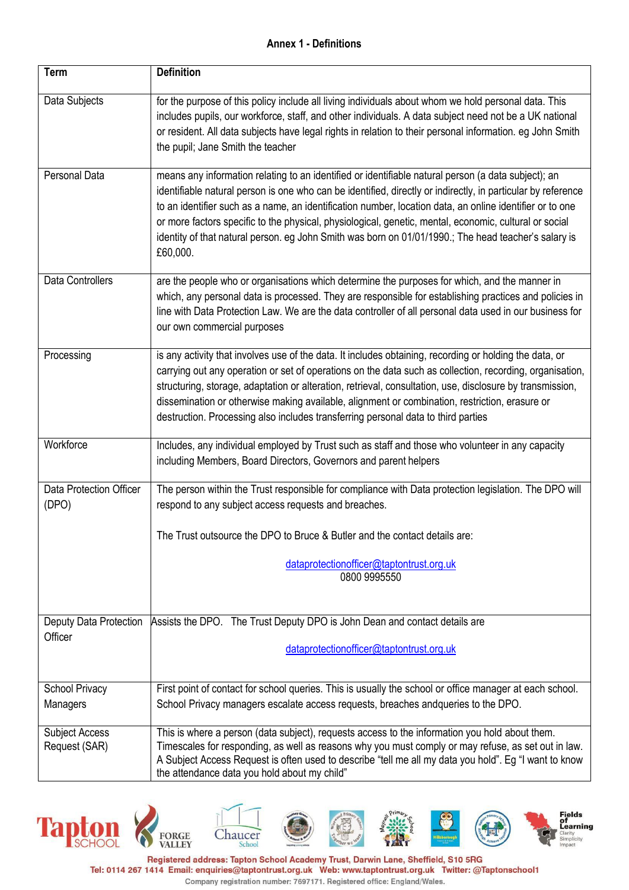## Annex 1 - Definitions

| Term | Definition |
|---|---|
| Data Subjects | for the purpose of this policy include all living individuals about whom we hold personal data. This includes pupils, our workforce, staff, and other individuals. A data subject need not be a UK national or resident. All data subjects have legal rights in relation to their personal information. eg John Smith the pupil; Jane Smith the teacher |
| Personal Data | means any information relating to an identified or identifiable natural person (a data subject); an identifiable natural person is one who can be identified, directly or indirectly, in particular by reference to an identifier such as a name, an identification number, location data, an online identifier or to one or more factors specific to the physical, physiological, genetic, mental, economic, cultural or social identity of that natural person. eg John Smith was born on 01/01/1990.; The head teacher's salary is £60,000. |
| Data Controllers | are the people who or organisations which determine the purposes for which, and the manner in which, any personal data is processed. They are responsible for establishing practices and policies in line with Data Protection Law. We are the data controller of all personal data used in our business for our own commercial purposes |
| Processing | is any activity that involves use of the data. It includes obtaining, recording or holding the data, or carrying out any operation or set of operations on the data such as collection, recording, organisation, structuring, storage, adaptation or alteration, retrieval, consultation, use, disclosure by transmission, dissemination or otherwise making available, alignment or combination, restriction, erasure or destruction. Processing also includes transferring personal data to third parties |
| Workforce | Includes, any individual employed by Trust such as staff and those who volunteer in any capacity including Members, Board Directors, Governors and parent helpers |
| Data Protection Officer (DPO) | The person within the Trust responsible for compliance with Data protection legislation. The DPO will respond to any subject access requests and breaches.<br><br>The Trust outsource the DPO to Bruce & Butler and the contact details are:<br><br>dataprotectionofficer@taptontrust.org.uk<br>0800 9995550 |
| Deputy Data Protection Officer | Assists the DPO. The Trust Deputy DPO is John Dean and contact details are<br><br>dataprotectionofficer@taptontrust.org.uk |
| School Privacy Managers | First point of contact for school queries. This is usually the school or office manager at each school. School Privacy managers escalate access requests, breaches andqueries to the DPO. |
| Subject Access Request (SAR) | This is where a person (data subject), requests access to the information you hold about them. Timescales for responding, as well as reasons why you must comply or may refuse, as set out in law. A Subject Access Request is often used to describe "tell me all my data you hold". Eg "I want to know the attendance data you hold about my child" |

Registered address: Tapton School Academy Trust, Darwin Lane, Sheffield, S10 5RG
Tel: 0114 267 1414 Email: enquiries@taptontrust.org.uk Web: www.taptontrust.org.uk Twitter: @Taptonschool1
Company registration number: 7697171. Registered office: England/Wales.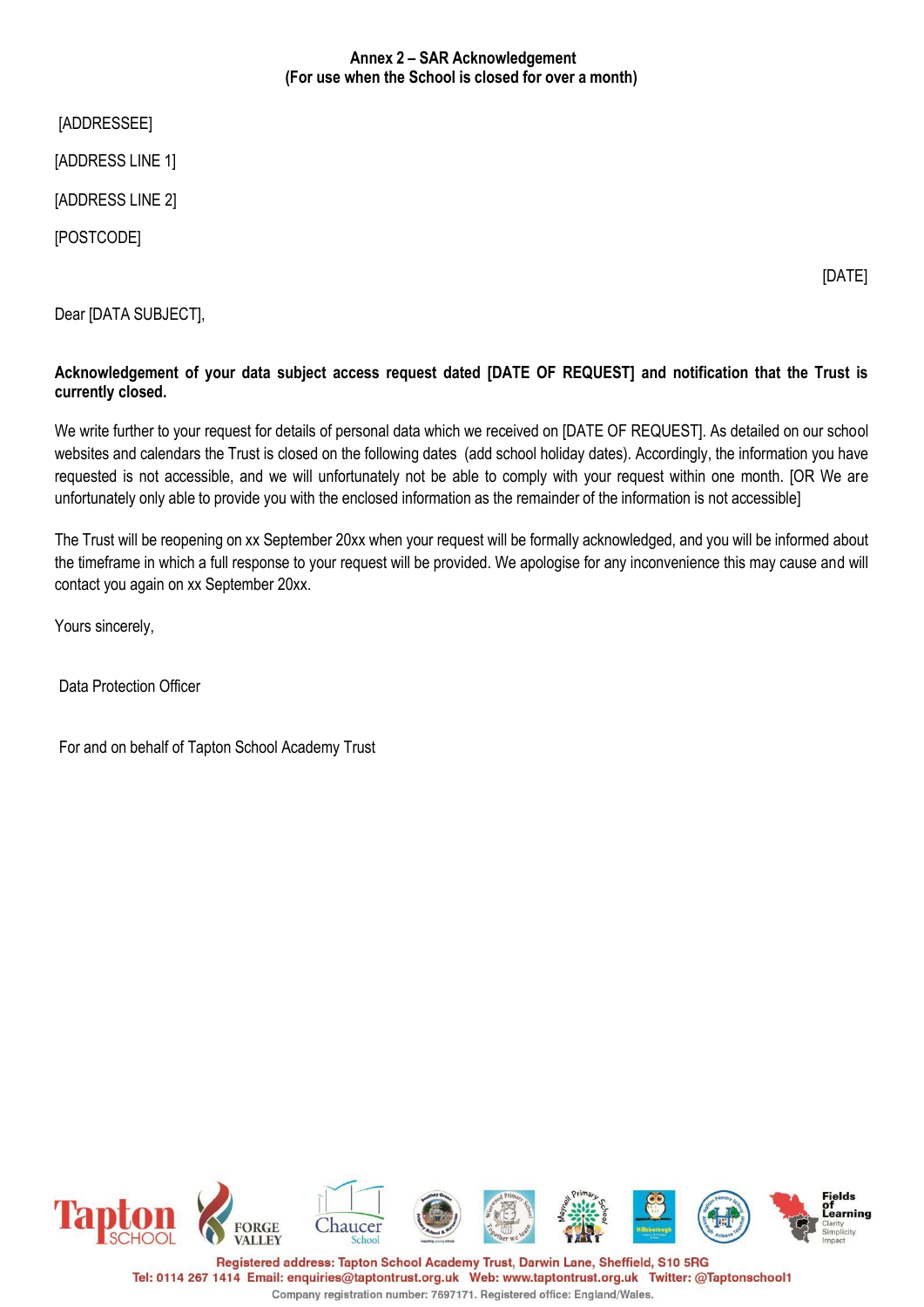**Annex 2 – SAR Acknowledgement**
**(For use when the School is closed for over a month)**

[ADDRESSEE]

[ADDRESS LINE 1]

[ADDRESS LINE 2]

[POSTCODE]

[DATE]

Dear [DATA SUBJECT],

**Acknowledgement of your data subject access request dated [DATE OF REQUEST] and notification that the Trust is currently closed.**

We write further to your request for details of personal data which we received on [DATE OF REQUEST]. As detailed on our school websites and calendars the Trust is closed on the following dates (add school holiday dates). Accordingly, the information you have requested is not accessible, and we will unfortunately not be able to comply with your request within one month. [OR We are unfortunately only able to provide you with the enclosed information as the remainder of the information is not accessible]

The Trust will be reopening on xx September 20xx when your request will be formally acknowledged, and you will be informed about the timeframe in which a full response to your request will be provided. We apologise for any inconvenience this may cause and will contact you again on xx September 20xx.

Yours sincerely,

Data Protection Officer

For and on behalf of Tapton School Academy Trust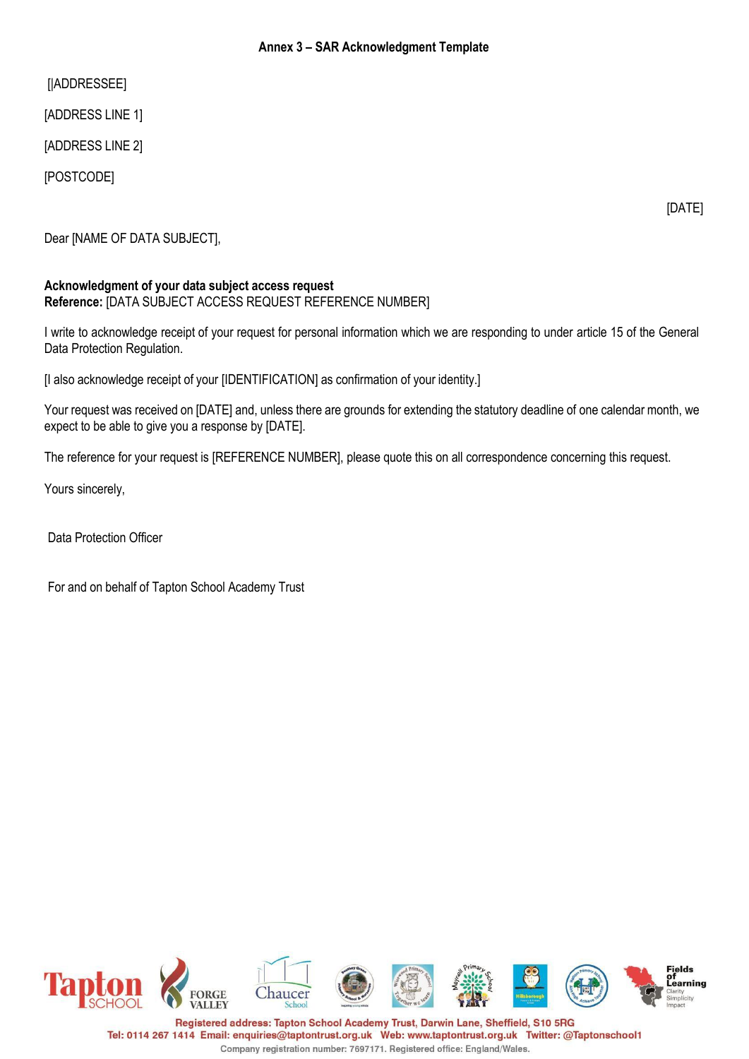## Annex 3 – SAR Acknowledgment Template

[|ADDRESSEE]

[ADDRESS LINE 1]

[ADDRESS LINE 2]

[POSTCODE]

[DATE]

Dear [NAME OF DATA SUBJECT],

**Acknowledgment of your data subject access request**
**Reference:** [DATA SUBJECT ACCESS REQUEST REFERENCE NUMBER]

I write to acknowledge receipt of your request for personal information which we are responding to under article 15 of the General Data Protection Regulation.

[I also acknowledge receipt of your [IDENTIFICATION] as confirmation of your identity.]

Your request was received on [DATE] and, unless there are grounds for extending the statutory deadline of one calendar month, we expect to be able to give you a response by [DATE].

The reference for your request is [REFERENCE NUMBER], please quote this on all correspondence concerning this request.

Yours sincerely,

Data Protection Officer

For and on behalf of Tapton School Academy Trust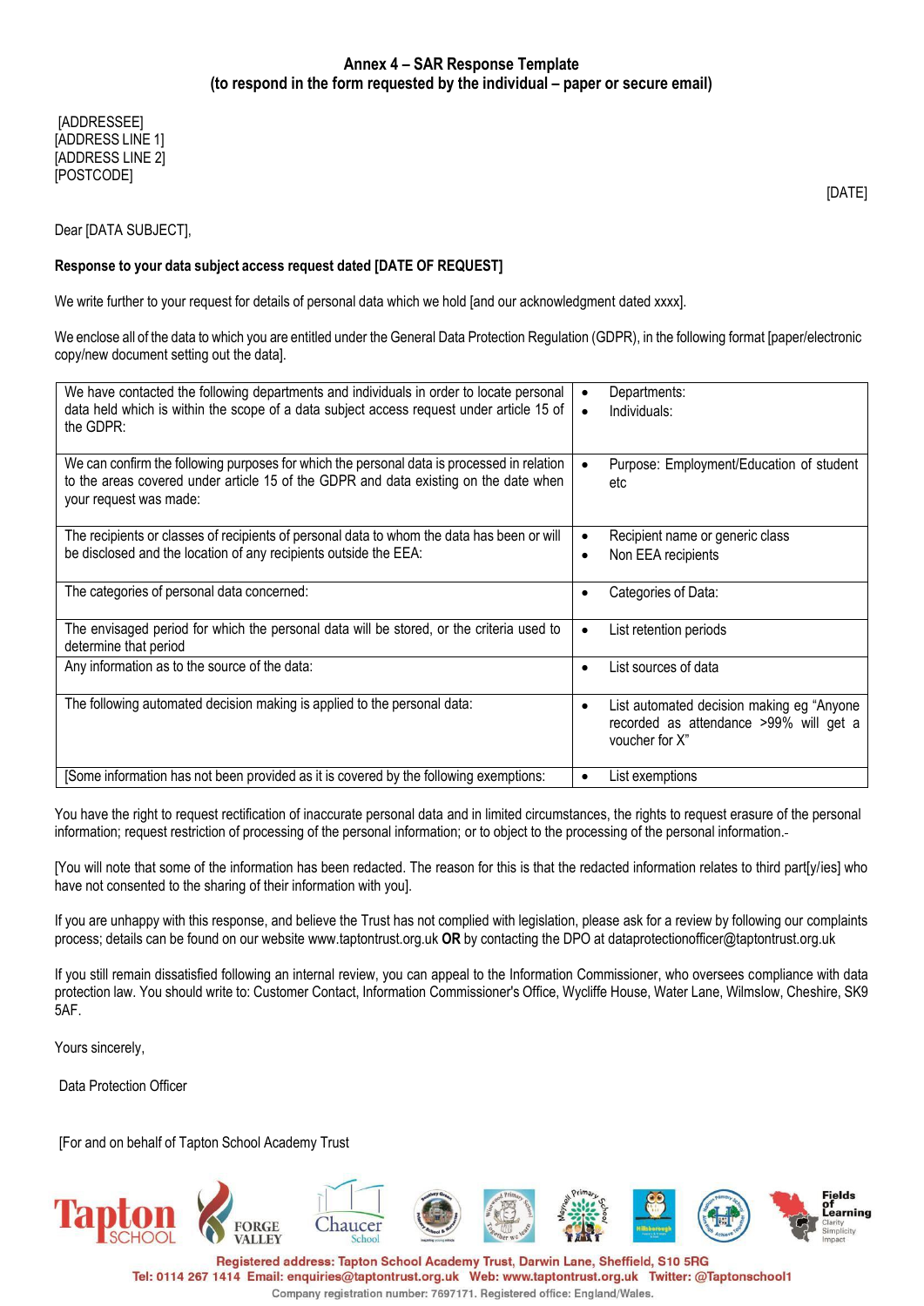**Annex 4 – SAR Response Template**
**(to respond in the form requested by the individual – paper or secure email)**

[ADDRESSEE]
[ADDRESS LINE 1]
[ADDRESS LINE 2]
[POSTCODE]

[DATE]

Dear [DATA SUBJECT],

**Response to your data subject access request dated [DATE OF REQUEST]**

We write further to your request for details of personal data which we hold [and our acknowledgment dated xxxx].

We enclose all of the data to which you are entitled under the General Data Protection Regulation (GDPR), in the following format [paper/electronic copy/new document setting out the data].

| | |
|---|---|
| We have contacted the following departments and individuals in order to locate personal data held which is within the scope of a data subject access request under article 15 of the GDPR: | • Departments:<br>• Individuals: |
| We can confirm the following purposes for which the personal data is processed in relation to the areas covered under article 15 of the GDPR and data existing on the date when your request was made: | • Purpose: Employment/Education of student etc |
| The recipients or classes of recipients of personal data to whom the data has been or will be disclosed and the location of any recipients outside the EEA: | • Recipient name or generic class<br>• Non EEA recipients |
| The categories of personal data concerned: | • Categories of Data: |
| The envisaged period for which the personal data will be stored, or the criteria used to determine that period | • List retention periods |
| Any information as to the source of the data: | • List sources of data |
| The following automated decision making is applied to the personal data: | • List automated decision making eg "Anyone recorded as attendance >99% will get a voucher for X" |
| [Some information has not been provided as it is covered by the following exemptions: | • List exemptions |

You have the right to request rectification of inaccurate personal data and in limited circumstances, the rights to request erasure of the personal information; request restriction of processing of the personal information; or to object to the processing of the personal information.

[You will note that some of the information has been redacted. The reason for this is that the redacted information relates to third part[y/ies] who have not consented to the sharing of their information with you].

If you are unhappy with this response, and believe the Trust has not complied with legislation, please ask for a review by following our complaints process; details can be found on our website www.taptontrust.org.uk **OR** by contacting the DPO at dataprotectionofficer@taptontrust.org.uk

If you still remain dissatisfied following an internal review, you can appeal to the Information Commissioner, who oversees compliance with data protection law. You should write to: Customer Contact, Information Commissioner's Office, Wycliffe House, Water Lane, Wilmslow, Cheshire, SK9 5AF.

Yours sincerely,

Data Protection Officer

[For and on behalf of Tapton School Academy Trust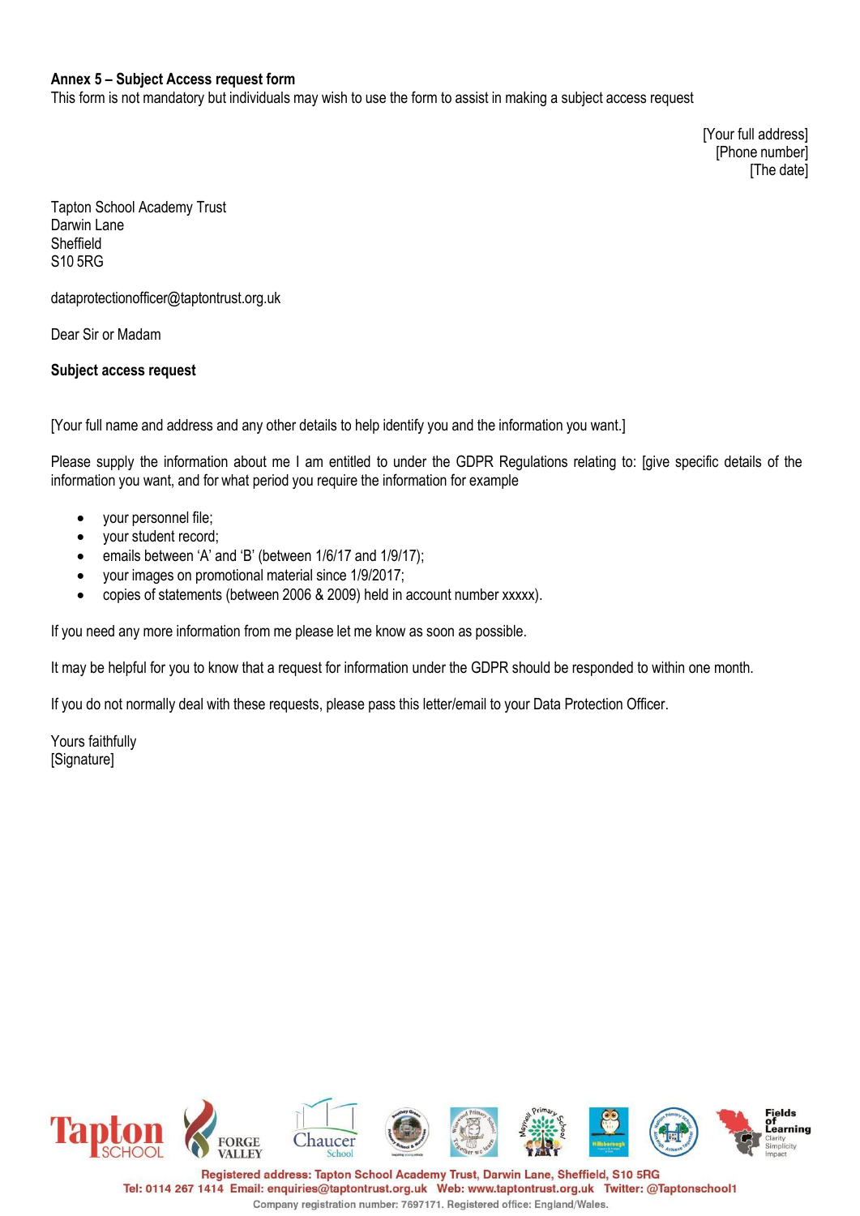**Annex 5 – Subject Access request form**

This form is not mandatory but individuals may wish to use the form to assist in making a subject access request

[Your full address]
[Phone number]
[The date]

Tapton School Academy Trust
Darwin Lane
Sheffield
S10 5RG

dataprotectionofficer@taptontrust.org.uk

Dear Sir or Madam

**Subject access request**

[Your full name and address and any other details to help identify you and the information you want.]

Please supply the information about me I am entitled to under the GDPR Regulations relating to: [give specific details of the information you want, and for what period you require the information for example

- your personnel file;
- your student record;
- emails between 'A' and 'B' (between 1/6/17 and 1/9/17);
- your images on promotional material since 1/9/2017;
- copies of statements (between 2006 & 2009) held in account number xxxxx).

If you need any more information from me please let me know as soon as possible.

It may be helpful for you to know that a request for information under the GDPR should be responded to within one month.

If you do not normally deal with these requests, please pass this letter/email to your Data Protection Officer.

Yours faithfully
[Signature]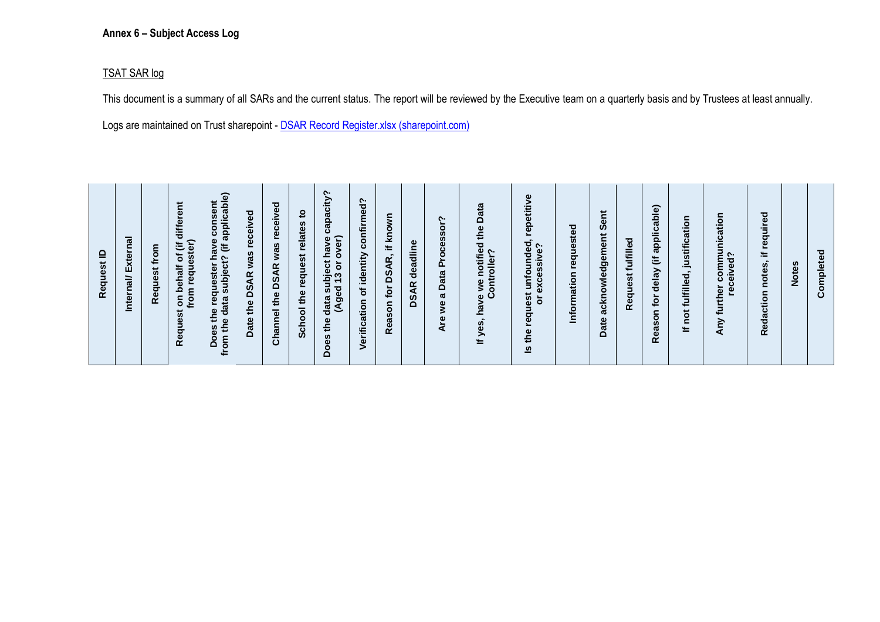**Annex 6 – Subject Access Log**

TSAT SAR log

This document is a summary of all SARs and the current status. The report will be reviewed by the Executive team on a quarterly basis and by Trustees at least annually.

Logs are maintained on Trust sharepoint - [DSAR Record Register.xlsx (sharepoint.com)]

| Request ID | Internal/ External | Request from | Request on behalf of (if different from requester) | Does the requester have consent from the data subject? (if applicable) | Date the DSAR was received | Channel the DSAR was received | School the request relates to | Does the data subject have capacity? (Aged 13 or over) | Verification of identity confirmed? | Reason for DSAR, if known | DSAR deadline | Are we a Data Processor? | If yes, have we notified the Data Controller? | Is the request unfounded, repetitive or excessive? | Information requested | Date acknowledgement Sent | Request fulfilled | Reason for delay (if applicable) | If not fulfilled, justification | Any further communication received? | Redaction notes, if required | Notes | Completed |
|---|---|---|---|---|---|---|---|---|---|---|---|---|---|---|---|---|---|---|---|---|---|---|---|